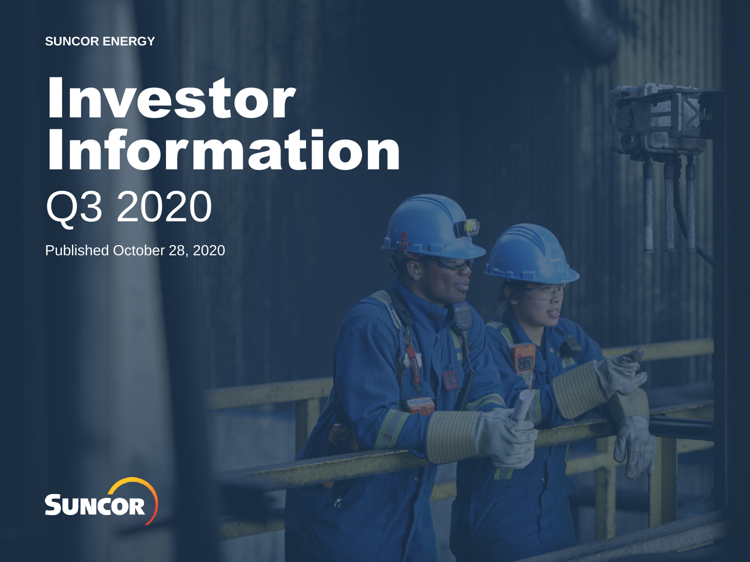SUNCOR ENERGY

# Investor Information

## Q3 2020

Published October 28, 2020

SUNCOR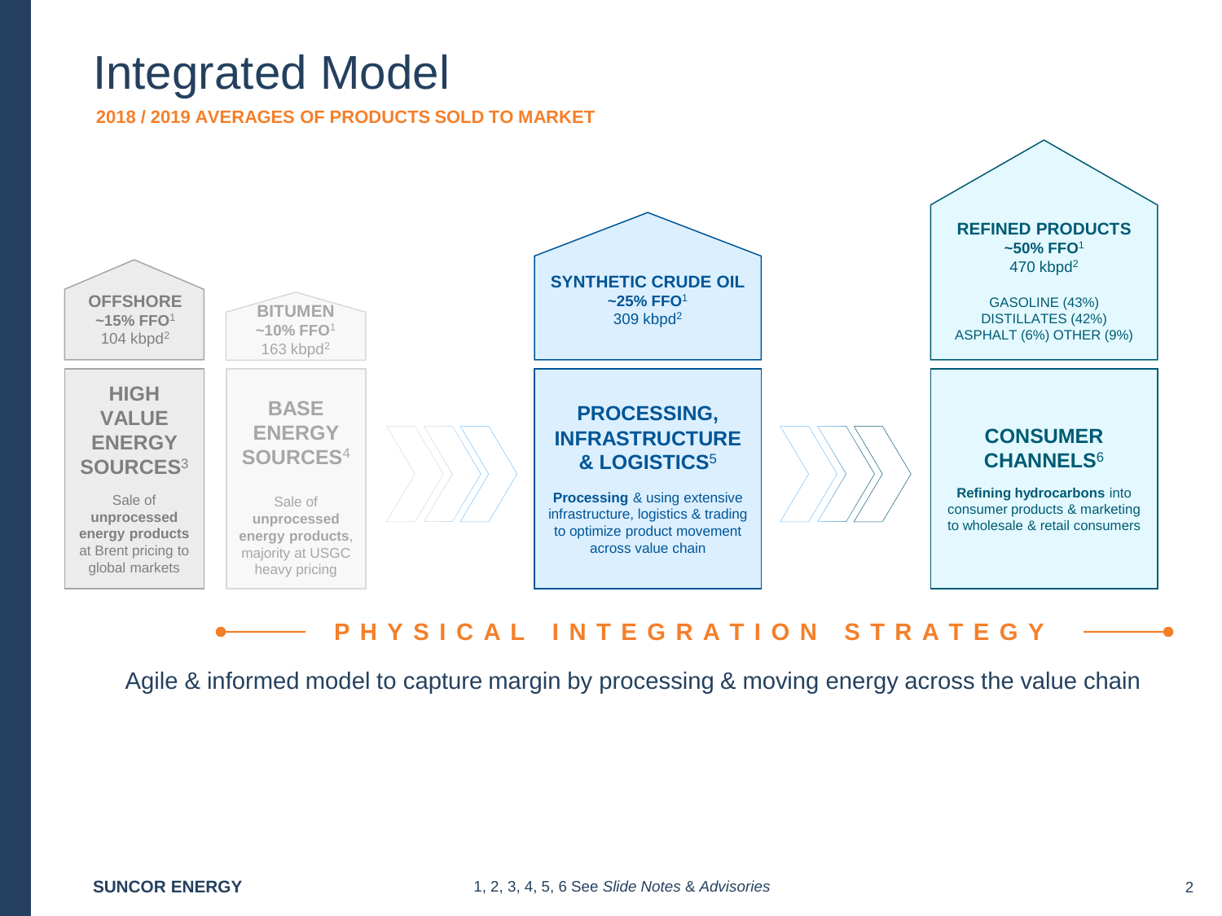# Integrated Model

**2018 / 2019 AVERAGES OF PRODUCTS SOLD TO MARKET**

**OFFSHORE**
**~15% FFO**[1]
104 kbpd[2]

**HIGH VALUE ENERGY SOURCES**[3]

Sale of **unprocessed energy products** at Brent pricing to global markets

**BITUMEN**
**~10% FFO**[1]
163 kbpd[2]

**BASE ENERGY SOURCES**[4]

Sale of **unprocessed energy products**, majority at USGC heavy pricing

**SYNTHETIC CRUDE OIL**
**~25% FFO**[1]
309 kbpd[2]

**PROCESSING, INFRASTRUCTURE & LOGISTICS**[5]

**Processing** & using extensive infrastructure, logistics & trading to optimize product movement across value chain

**REFINED PRODUCTS**
**~50% FFO**[1]
470 kbpd[2]

GASOLINE (43%)
DISTILLATES (42%)
ASPHALT (6%) OTHER (9%)

**CONSUMER CHANNELS**[6]

**Refining hydrocarbons** into consumer products & marketing to wholesale & retail consumers

**PHYSICAL INTEGRATION STRATEGY**

Agile & informed model to capture margin by processing & moving energy across the value chain

**SUNCOR ENERGY**

1, 2, 3, 4, 5, 6 See *Slide Notes & Advisories*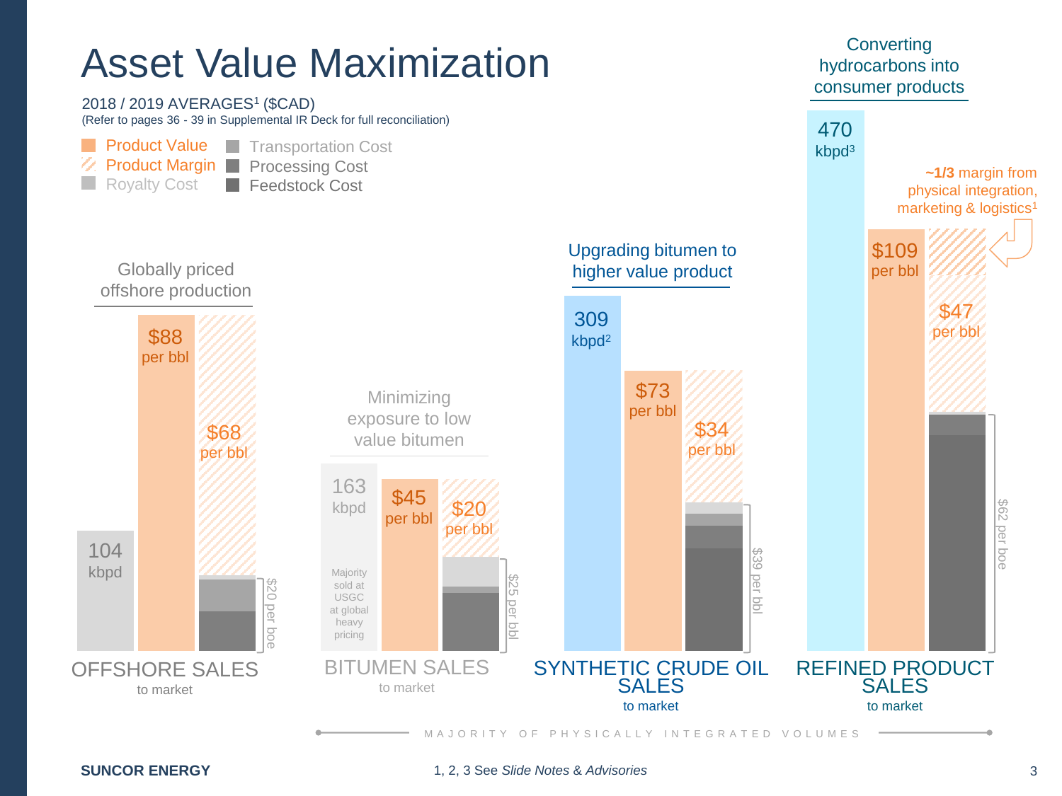# Asset Value Maximization

2018 / 2019 AVERAGES[1] ($CAD)
(Refer to pages 36 - 39 in Supplemental IR Deck for full reconciliation)

- Product Value
- Product Margin
- Royalty Cost
- Transportation Cost
- Processing Cost
- Feedstock Cost

## OFFSHORE SALES to market

Globally priced offshore production

- 104 kbpd
- $88 per bbl
- $68 per bbl
- $20 per boe

## BITUMEN SALES to market

Minimizing exposure to low value bitumen

- 163 kbpd
- Majority sold at USGC at global heavy pricing
- $45 per bbl
- $20 per bbl
- $25 per bbl

## SYNTHETIC CRUDE OIL SALES to market

Upgrading bitumen to higher value product

- 309 kbpd[2]
- $73 per bbl
- $34 per bbl
- $39 per bbl

## REFINED PRODUCT SALES to market

Converting hydrocarbons into consumer products

- 470 kbpd[3]
- $109 per bbl
- $47 per bbl
- $62 per boe

**~1/3** margin from physical integration, marketing & logistics[1]

MAJORITY OF PHYSICALLY INTEGRATED VOLUMES

1, 2, 3 See *Slide Notes & Advisories*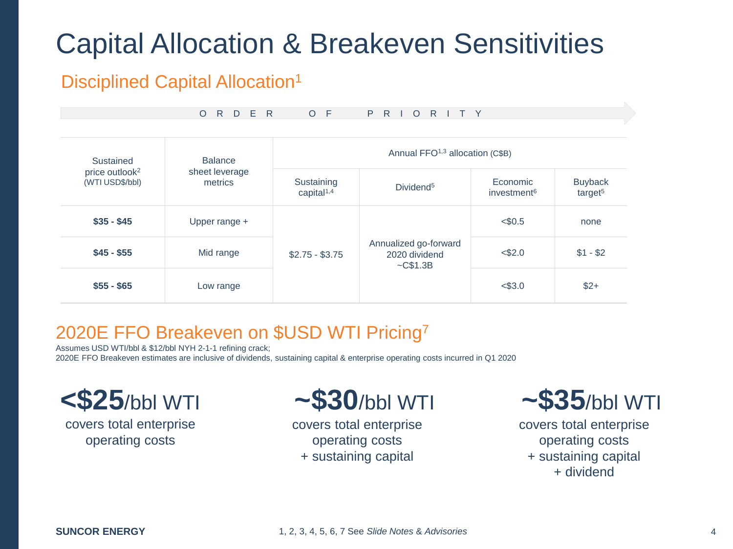# Capital Allocation & Breakeven Sensitivities

## Disciplined Capital Allocation[1]

ORDER OF PRIORITY →

| Sustained price outlook[2] (WTI USD$/bbl) | Balance sheet leverage metrics | Annual FFO[1,3] allocation (C$B) | | | |
|---|---|---|---|---|---|
| | | Sustaining capital[1,4] | Dividend[5] | Economic investment[6] | Buyback target[5] |
| **$35 - $45** | Upper range + | $2.75 - $3.75 | Annualized go-forward 2020 dividend ~C$1.3B | <$0.5 | none |
| **$45 - $55** | Mid range | | | <$2.0 | $1 - $2 |
| **$55 - $65** | Low range | | | <$3.0 | $2+ |

## 2020E FFO Breakeven on $USD WTI Pricing[7]

Assumes USD WTI/bbl & $12/bbl NYH 2-1-1 refining crack;
2020E FFO Breakeven estimates are inclusive of dividends, sustaining capital & enterprise operating costs incurred in Q1 2020

**<$25**/bbl WTI
covers total enterprise operating costs

**~$30**/bbl WTI
covers total enterprise operating costs + sustaining capital

**~$35**/bbl WTI
covers total enterprise operating costs + sustaining capital + dividend

**SUNCOR ENERGY**

1, 2, 3, 4, 5, 6, 7 See *Slide Notes* & *Advisories*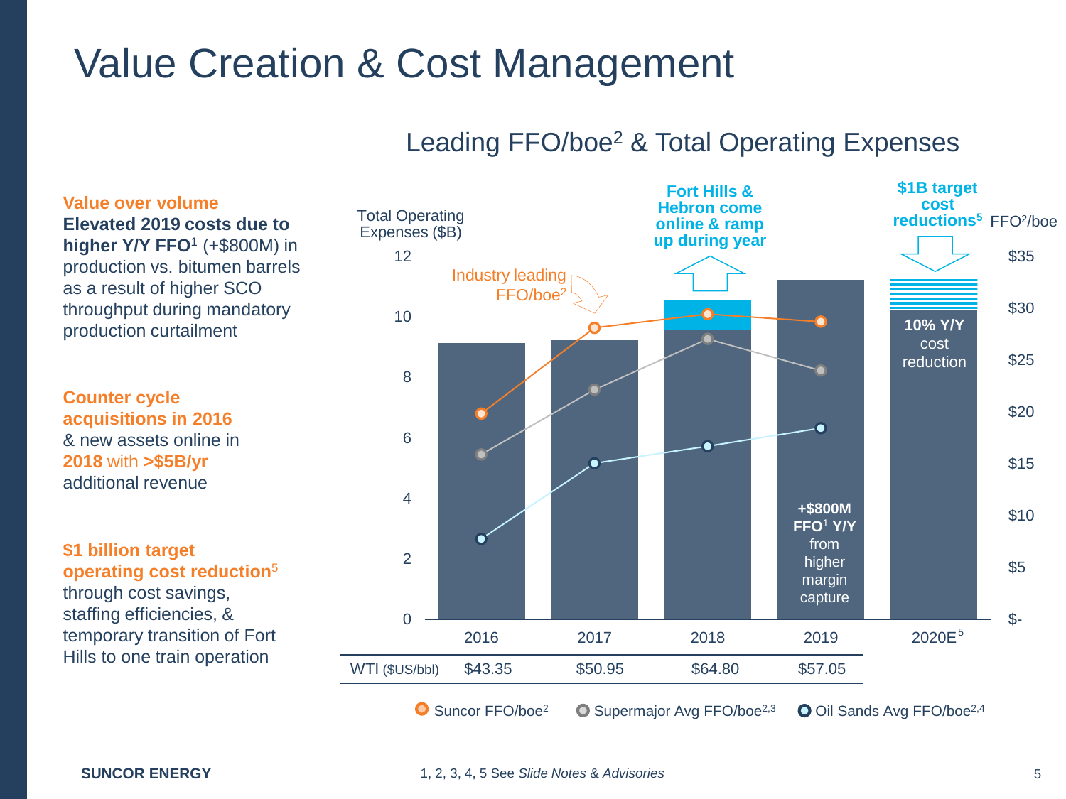# Value Creation & Cost Management

**Value over volume**
**Elevated 2019 costs due to higher Y/Y FFO**[1] (+$800M) in production vs. bitumen barrels as a result of higher SCO throughput during mandatory production curtailment

**Counter cycle acquisitions in 2016** & new assets online in **2018** with **>$5B/yr** additional revenue

**$1 billion target operating cost reduction**[5] through cost savings, staffing efficiencies, & temporary transition of Fort Hills to one train operation

## Leading FFO/boe[2] & Total Operating Expenses

Total Operating Expenses ($B) | FFO[2]/boe

Industry leading FFO/boe[2]

**Fort Hills & Hebron come online & ramp up during year**

**$1B target cost reductions**[5]

**10% Y/Y** cost reduction

**+$800M FFO**[1] **Y/Y** from higher margin capture

| | 2016 | 2017 | 2018 | 2019 | 2020E[5] |
|---|---|---|---|---|---|
| WTI ($US/bbl) | $43.35 | $50.95 | $64.80 | $57.05 | |

Suncor FFO/boe[2] | Supermajor Avg FFO/boe[2,3] | Oil Sands Avg FFO/boe[2,4]

1, 2, 3, 4, 5 See *Slide Notes & Advisories*

SUNCOR ENERGY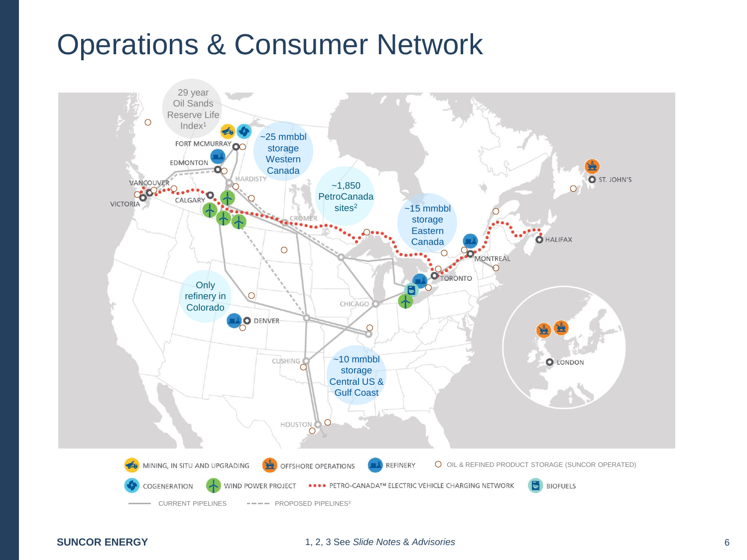# Operations & Consumer Network

29 year Oil Sands Reserve Life Index[1]

~25 mmbbl storage Western Canada

~1,850 PetroCanada sites[2]

~15 mmbbl storage Eastern Canada

Only refinery in Colorado

~10 mmbbl storage Central US & Gulf Coast

FORT MCMURRAY
EDMONTON
HARDISTY
VANCOUVER
VICTORIA
CALGARY
CROMER
CHICAGO
DENVER
CUSHING
HOUSTON
TORONTO
MONTREAL
HALIFAX
ST. JOHN'S
LONDON

- MINING, IN SITU AND UPGRADING
- OFFSHORE OPERATIONS
- REFINERY
- OIL & REFINED PRODUCT STORAGE (SUNCOR OPERATED)
- COGENERATION
- WIND POWER PROJECT
- PETRO-CANADA™ ELECTRIC VEHICLE CHARGING NETWORK
- BIOFUELS
- CURRENT PIPELINES
- PROPOSED PIPELINES[3]

**SUNCOR ENERGY**

1, 2, 3 See *Slide Notes* & *Advisories*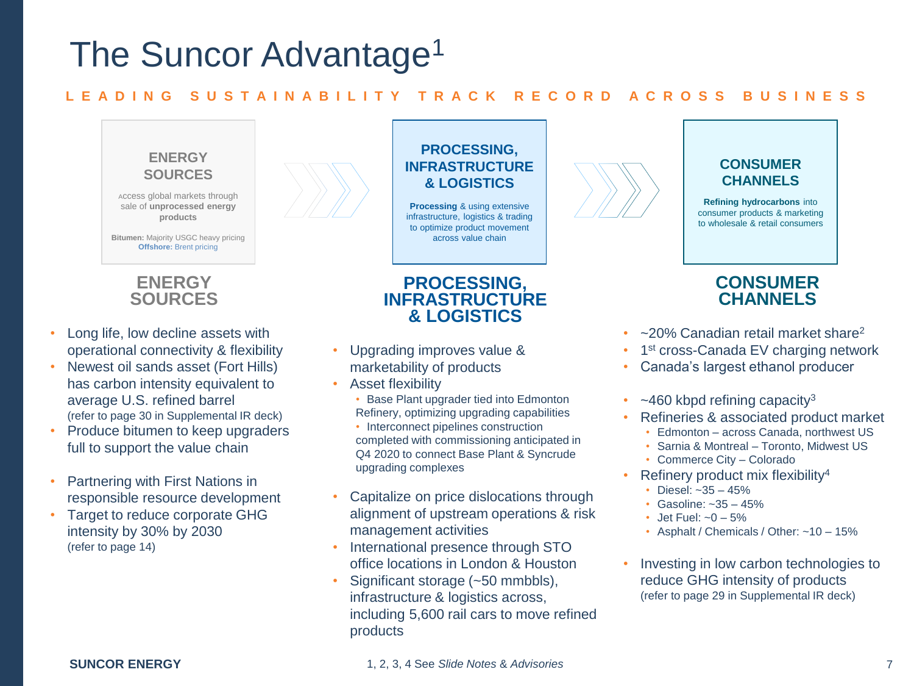# The Suncor Advantage[1]

**LEADING SUSTAINABILITY TRACK RECORD ACROSS BUSINESS**

### ENERGY SOURCES

Access global markets through sale of **unprocessed energy products**

**Bitumen:** Majority USGC heavy pricing
**Offshore:** Brent pricing

### PROCESSING, INFRASTRUCTURE & LOGISTICS

**Processing** & using extensive infrastructure, logistics & trading to optimize product movement across value chain

### CONSUMER CHANNELS

**Refining hydrocarbons** into consumer products & marketing to wholesale & retail consumers

## ENERGY SOURCES

- Long life, low decline assets with operational connectivity & flexibility
- Newest oil sands asset (Fort Hills) has carbon intensity equivalent to average U.S. refined barrel (refer to page 30 in Supplemental IR deck)
- Produce bitumen to keep upgraders full to support the value chain
- Partnering with First Nations in responsible resource development
- Target to reduce corporate GHG intensity by 30% by 2030 (refer to page 14)

## PROCESSING, INFRASTRUCTURE & LOGISTICS

- Upgrading improves value & marketability of products
- Asset flexibility
  - Base Plant upgrader tied into Edmonton Refinery, optimizing upgrading capabilities
  - Interconnect pipelines construction completed with commissioning anticipated in Q4 2020 to connect Base Plant & Syncrude upgrading complexes
- Capitalize on price dislocations through alignment of upstream operations & risk management activities
- International presence through STO office locations in London & Houston
- Significant storage (~50 mmbbls), infrastructure & logistics across, including 5,600 rail cars to move refined products

## CONSUMER CHANNELS

- ~20% Canadian retail market share[2]
- 1st cross-Canada EV charging network
- Canada's largest ethanol producer
- ~460 kbpd refining capacity[3]
- Refineries & associated product market
  - Edmonton – across Canada, northwest US
  - Sarnia & Montreal – Toronto, Midwest US
  - Commerce City – Colorado
- Refinery product mix flexibility[4]
  - Diesel: ~35 – 45%
  - Gasoline: ~35 – 45%
  - Jet Fuel: ~0 – 5%
  - Asphalt / Chemicals / Other: ~10 – 15%
- Investing in low carbon technologies to reduce GHG intensity of products (refer to page 29 in Supplemental IR deck)

1, 2, 3, 4 See *Slide Notes & Advisories*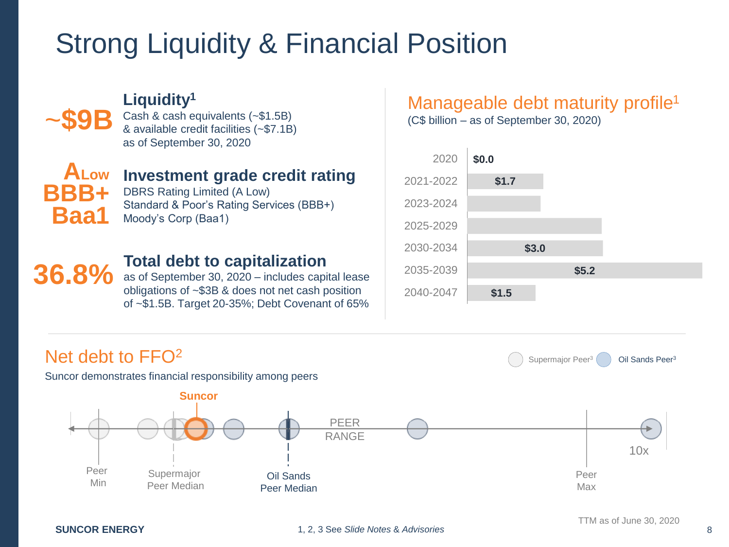# Strong Liquidity & Financial Position

**~$9B**

### Liquidity[1]

Cash & cash equivalents (~$1.5B) & available credit facilities (~$7.1B) as of September 30, 2020

**A Low**
**BBB+**
**Baa1**

### Investment grade credit rating

DBRS Rating Limited (A Low)
Standard & Poor's Rating Services (BBB+)
Moody's Corp (Baa1)

**36.8%**

### Total debt to capitalization

as of September 30, 2020 – includes capital lease obligations of ~$3B & does not net cash position of ~$1.5B. Target 20-35%; Debt Covenant of 65%

## Manageable debt maturity profile[1]

(C$ billion – as of September 30, 2020)

| Period | C$ billion |
| --- | --- |
| 2020 | $0.0 |
| 2021-2022 | $1.7 |
| 2023-2024 | |
| 2025-2029 | |
| 2030-2034 | $3.0 |
| 2035-2039 | $5.2 |
| 2040-2047 | $1.5 |

## Net debt to FFO[2]

Suncor demonstrates financial responsibility among peers

Supermajor Peer[3] | Oil Sands Peer[3]

Suncor

Peer Min | Supermajor Peer Median | Oil Sands Peer Median | PEER RANGE | Peer Max | 10x

TTM as of June 30, 2020

1, 2, 3 See *Slide Notes & Advisories*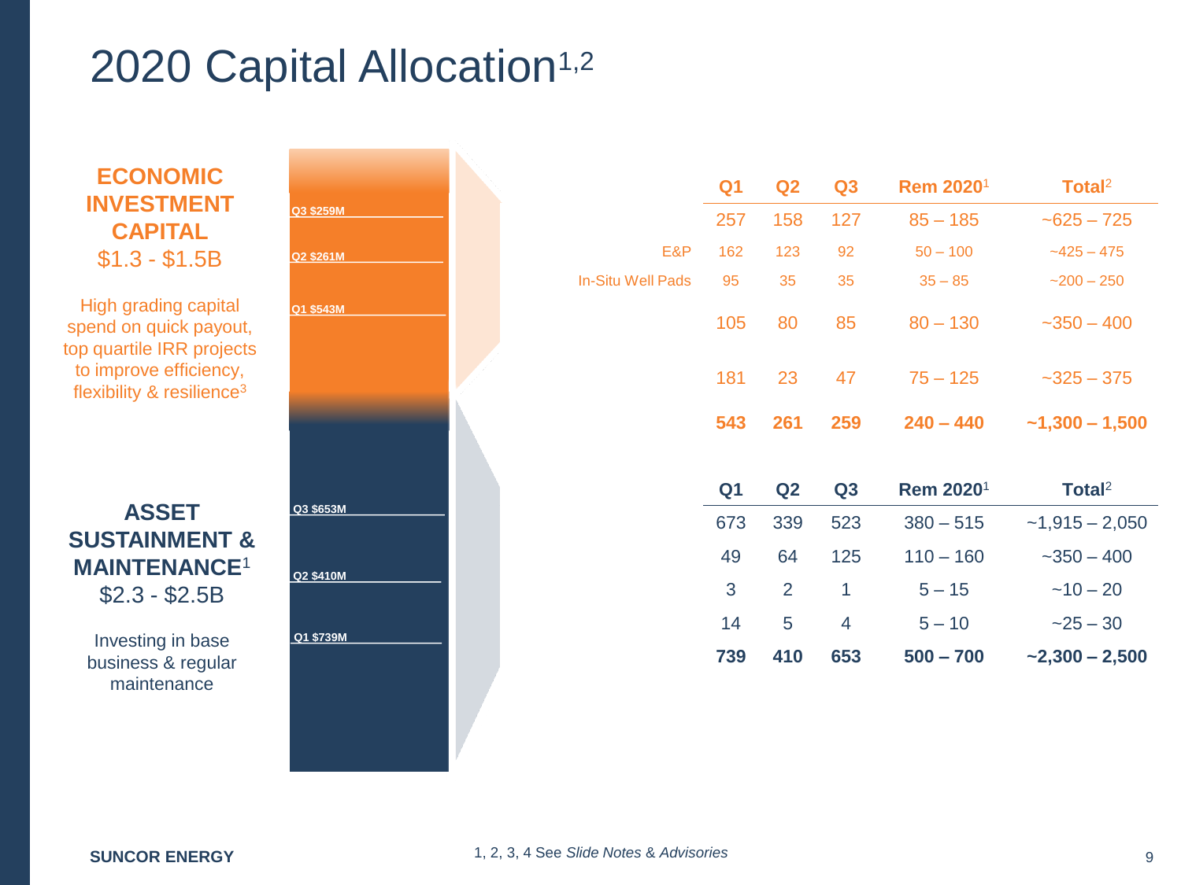# 2020 Capital Allocation[1,2]

**ECONOMIC INVESTMENT CAPITAL**
$1.3 - $1.5B

High grading capital spend on quick payout, top quartile IRR projects to improve efficiency, flexibility & resilience[3]

Q3 $259M
Q2 $261M
Q1 $543M

| | Q1 | Q2 | Q3 | Rem 2020[1] | Total[2] |
|---|---|---|---|---|---|
| | 257 | 158 | 127 | 85 – 185 | ~625 – 725 |
| E&P | 162 | 123 | 92 | 50 – 100 | ~425 – 475 |
| In-Situ Well Pads | 95 | 35 | 35 | 35 – 85 | ~200 – 250 |
| | 105 | 80 | 85 | 80 – 130 | ~350 – 400 |
| | 181 | 23 | 47 | 75 – 125 | ~325 – 375 |
| | **543** | **261** | **259** | **240 – 440** | **~1,300 – 1,500** |

**ASSET SUSTAINMENT & MAINTENANCE[1]**
$2.3 - $2.5B

Investing in base business & regular maintenance

Q3 $653M
Q2 $410M
Q1 $739M

| | Q1 | Q2 | Q3 | Rem 2020[1] | Total[2] |
|---|---|---|---|---|---|
| | 673 | 339 | 523 | 380 – 515 | ~1,915 – 2,050 |
| | 49 | 64 | 125 | 110 – 160 | ~350 – 400 |
| | 3 | 2 | 1 | 5 – 15 | ~10 – 20 |
| | 14 | 5 | 4 | 5 – 10 | ~25 – 30 |
| | **739** | **410** | **653** | **500 – 700** | **~2,300 – 2,500** |

SUNCOR ENERGY

1, 2, 3, 4 See *Slide Notes* & *Advisories*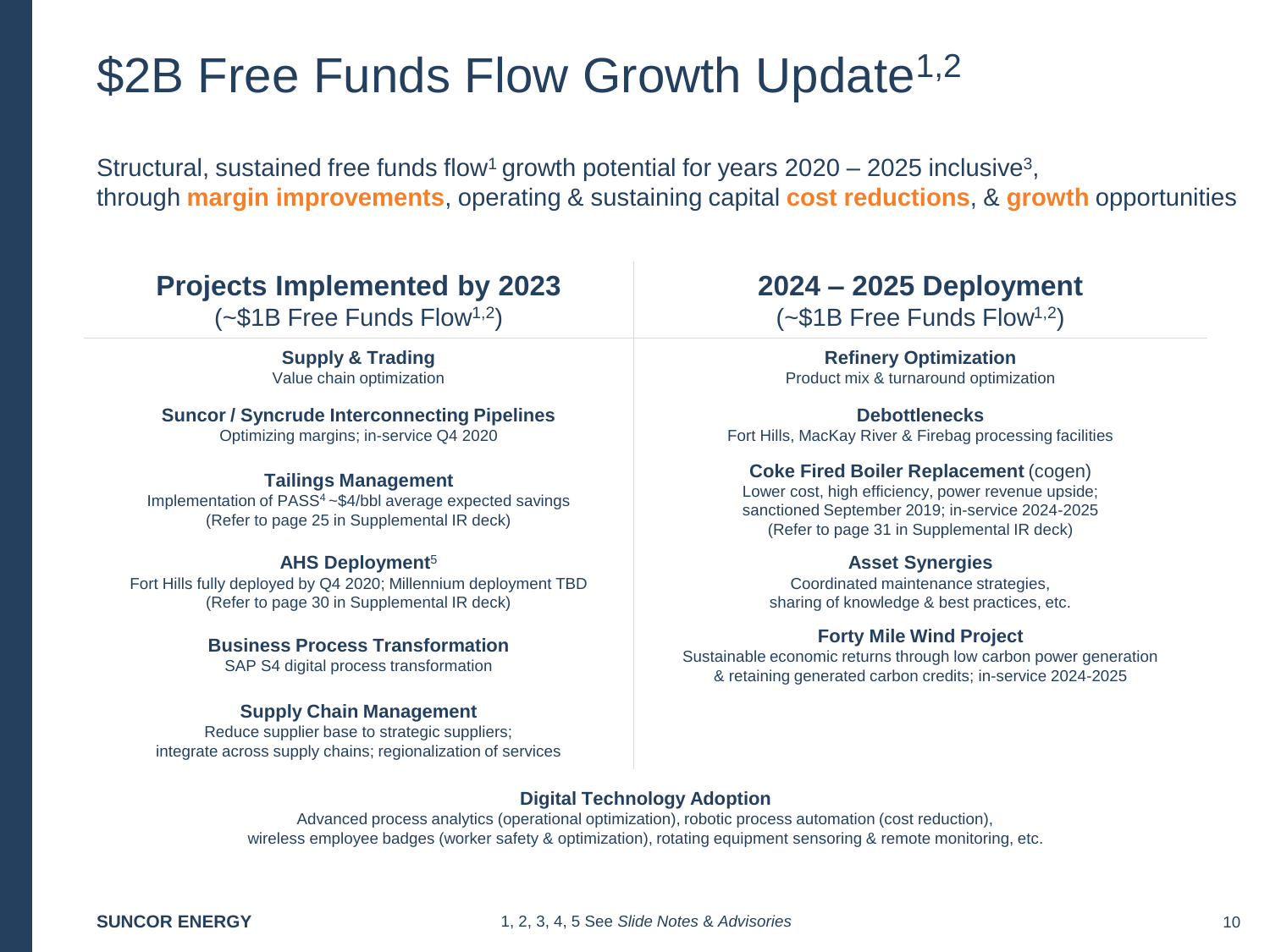# $2B Free Funds Flow Growth Update[1,2]

Structural, sustained free funds flow[1] growth potential for years 2020 – 2025 inclusive[3], through **margin improvements**, operating & sustaining capital **cost reductions**, & **growth** opportunities

## Projects Implemented by 2023

(~$1B Free Funds Flow[1,2])

**Supply & Trading**
Value chain optimization

**Suncor / Syncrude Interconnecting Pipelines**
Optimizing margins; in-service Q4 2020

**Tailings Management**
Implementation of PASS[4] ~$4/bbl average expected savings
(Refer to page 25 in Supplemental IR deck)

**AHS Deployment**[5]
Fort Hills fully deployed by Q4 2020; Millennium deployment TBD
(Refer to page 30 in Supplemental IR deck)

**Business Process Transformation**
SAP S4 digital process transformation

**Supply Chain Management**
Reduce supplier base to strategic suppliers;
integrate across supply chains; regionalization of services

## 2024 – 2025 Deployment

(~$1B Free Funds Flow[1,2])

**Refinery Optimization**
Product mix & turnaround optimization

**Debottlenecks**
Fort Hills, MacKay River & Firebag processing facilities

**Coke Fired Boiler Replacement** (cogen)
Lower cost, high efficiency, power revenue upside;
sanctioned September 2019; in-service 2024-2025
(Refer to page 31 in Supplemental IR deck)

**Asset Synergies**
Coordinated maintenance strategies,
sharing of knowledge & best practices, etc.

**Forty Mile Wind Project**
Sustainable economic returns through low carbon power generation
& retaining generated carbon credits; in-service 2024-2025

**Digital Technology Adoption**
Advanced process analytics (operational optimization), robotic process automation (cost reduction),
wireless employee badges (worker safety & optimization), rotating equipment sensoring & remote monitoring, etc.

1, 2, 3, 4, 5 See *Slide Notes & Advisories*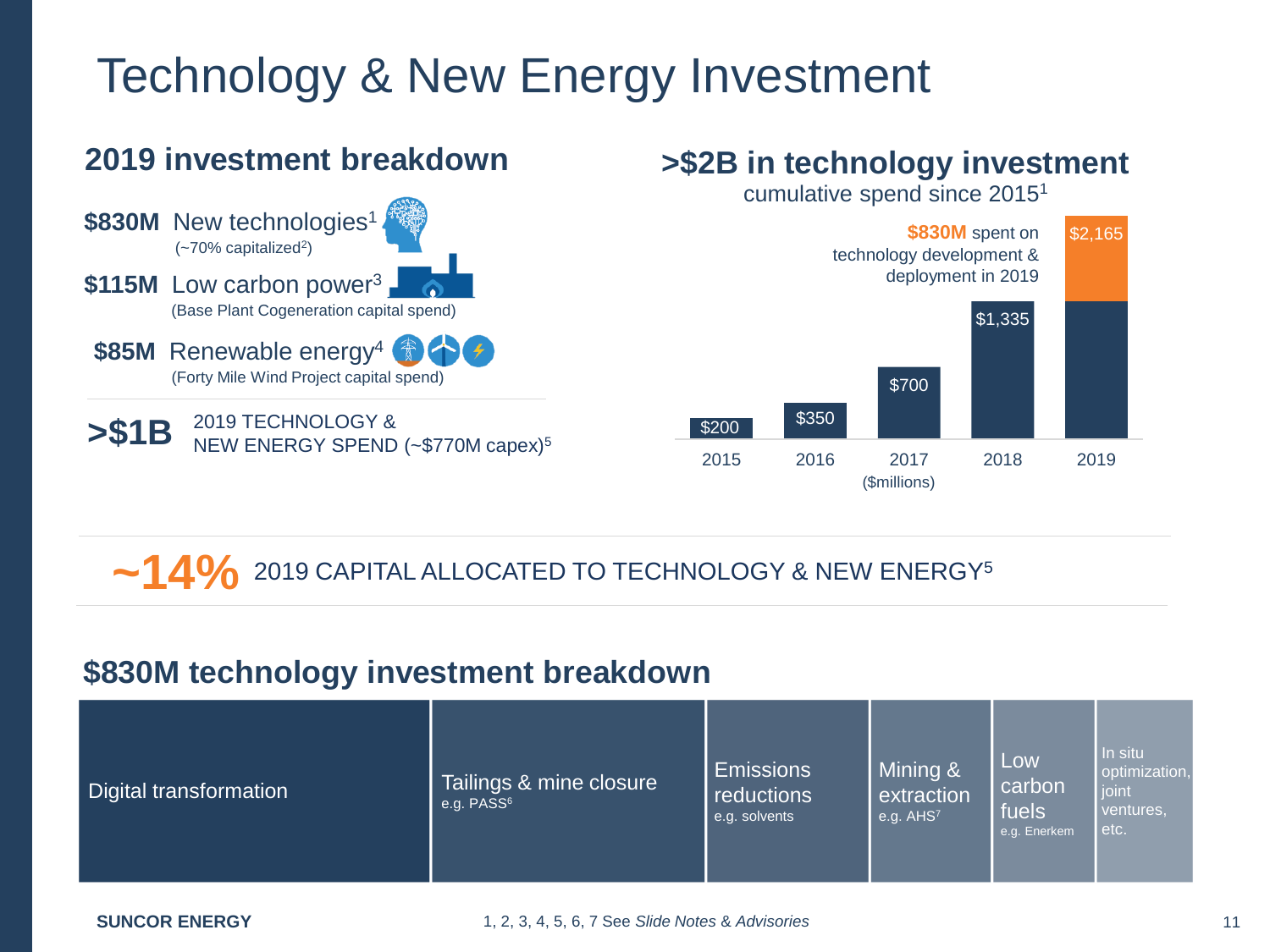# Technology & New Energy Investment

## 2019 investment breakdown

**$830M** New technologies[1]
(~70% capitalized[2])

**$115M** Low carbon power[3]
(Base Plant Cogeneration capital spend)

**$85M** Renewable energy[4]
(Forty Mile Wind Project capital spend)

**>$1B** 2019 TECHNOLOGY & NEW ENERGY SPEND (~$770M capex)[5]

## >$2B in technology investment

cumulative spend since 2015[1]

**$830M** spent on technology development & deployment in 2019

| Year | Cumulative spend ($millions) |
| --- | --- |
| 2015 | $200 |
| 2016 | $350 |
| 2017 | $700 |
| 2018 | $1,335 |
| 2019 | $2,165 |

**~14%** 2019 CAPITAL ALLOCATED TO TECHNOLOGY & NEW ENERGY[5]

## $830M technology investment breakdown

- Digital transformation
- Tailings & mine closure (e.g. PASS[6])
- Emissions reductions (e.g. solvents)
- Mining & extraction (e.g. AHS[7])
- Low carbon fuels (e.g. Enerkem)
- In situ optimization, joint ventures, etc.

1, 2, 3, 4, 5, 6, 7 See *Slide Notes & Advisories*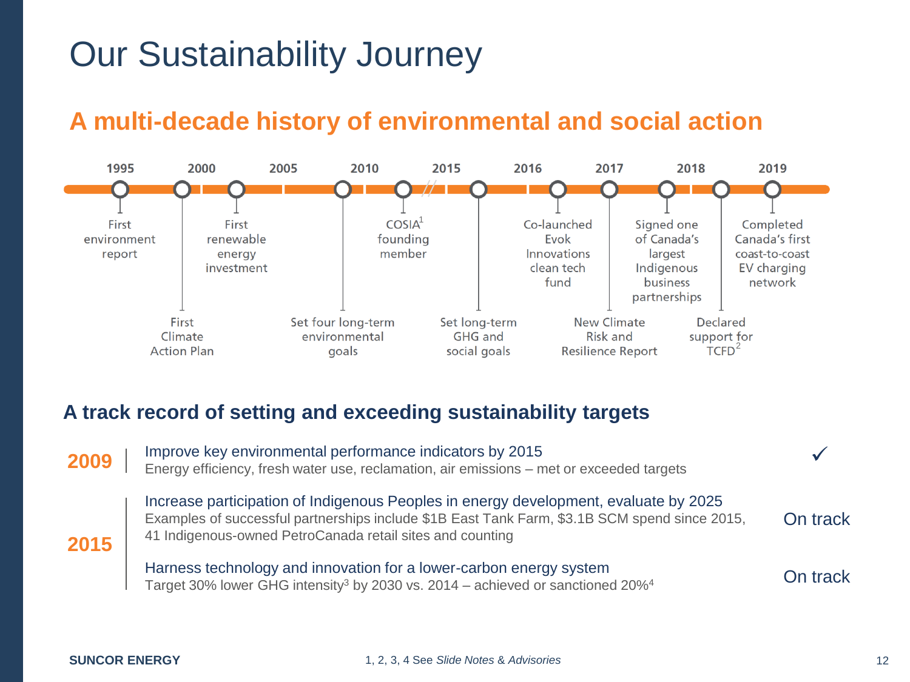# Our Sustainability Journey

## A multi-decade history of environmental and social action

- **1995** – First environment report
- **2000** – First Climate Action Plan
- **2000** – First renewable energy investment
- **2010** – Set four long-term environmental goals
- **2010** – COSIA[1] founding member
- **2015** – Set long-term GHG and social goals
- **2016** – Co-launched Evok Innovations clean tech fund
- **2017** – New Climate Risk and Resilience Report
- **2017** – Signed one of Canada's largest Indigenous business partnerships
- **2018** – Declared support for TCFD[2]
- **2019** – Completed Canada's first coast-to-coast EV charging network

## A track record of setting and exceeding sustainability targets

**2009**

- **Improve key environmental performance indicators by 2015** — ✓
  Energy efficiency, fresh water use, reclamation, air emissions – met or exceeded targets

**2015**

- **Increase participation of Indigenous Peoples in energy development, evaluate by 2025** — On track
  Examples of successful partnerships include $1B East Tank Farm, $3.1B SCM spend since 2015, 41 Indigenous-owned PetroCanada retail sites and counting
- **Harness technology and innovation for a lower-carbon energy system** — On track
  Target 30% lower GHG intensity[3] by 2030 vs. 2014 – achieved or sanctioned 20%[4]

SUNCOR ENERGY

1, 2, 3, 4 See *Slide Notes & Advisories*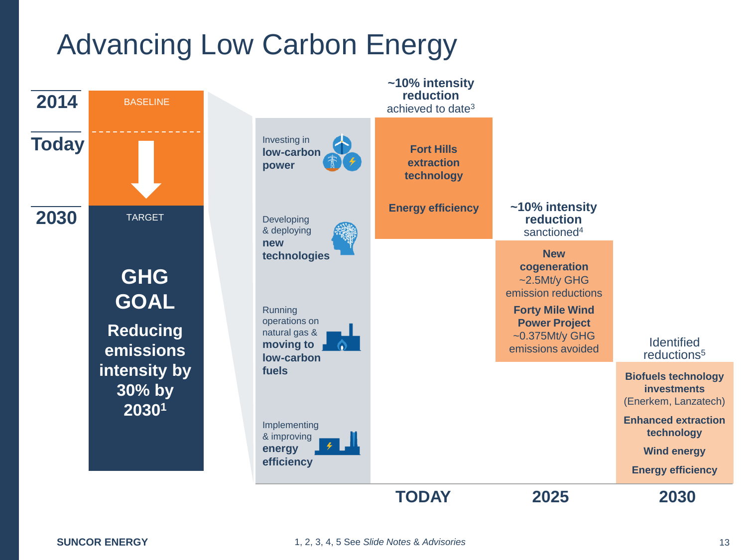# Advancing Low Carbon Energy

**2014** — BASELINE

**Today**

**2030** — TARGET

**GHG GOAL**

**Reducing emissions intensity by 30% by 2030**[1]

- Investing in **low-carbon power**
- Developing & deploying **new technologies**
- Running operations on natural gas & **moving to low-carbon fuels**
- Implementing & improving **energy efficiency**

## TODAY

**~10% intensity reduction** achieved to date[3]

- **Fort Hills extraction technology**
- **Energy efficiency**

## 2025

**~10% intensity reduction** sanctioned[4]

- **New cogeneration** ~2.5Mt/y GHG emission reductions
- **Forty Mile Wind Power Project** ~0.375Mt/y GHG emissions avoided

## 2030

Identified reductions[5]

- **Biofuels technology investments** (Enerkem, Lanzatech)
- **Enhanced extraction technology**
- **Wind energy**
- **Energy efficiency**

SUNCOR ENERGY

1, 2, 3, 4, 5 See *Slide Notes & Advisories*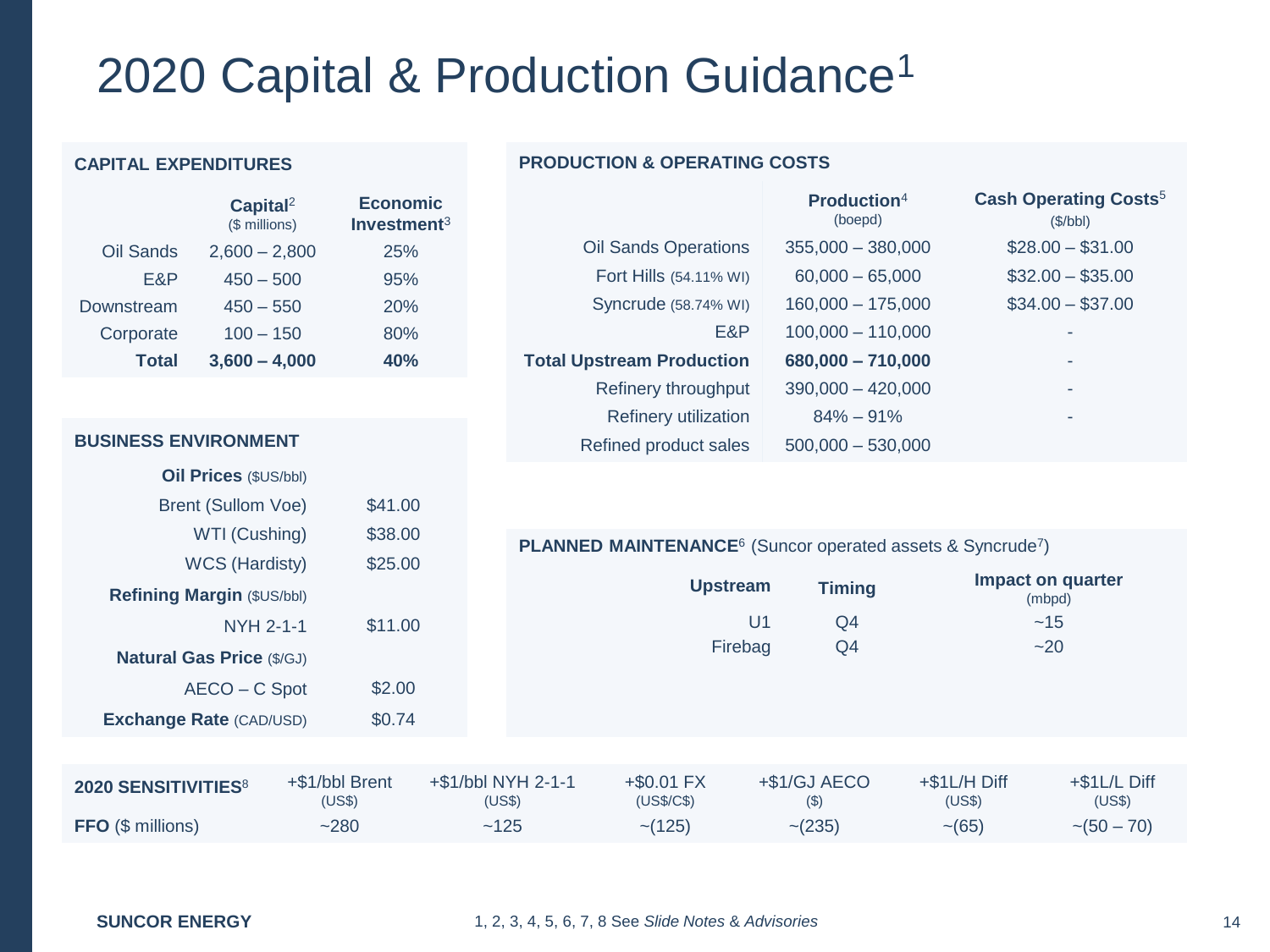# 2020 Capital & Production Guidance[1]

## CAPITAL EXPENDITURES

| | Capital[2] ($ millions) | Economic Investment[3] |
|---|---|---|
| Oil Sands | 2,600 – 2,800 | 25% |
| E&P | 450 – 500 | 95% |
| Downstream | 450 – 550 | 20% |
| Corporate | 100 – 150 | 80% |
| **Total** | **3,600 – 4,000** | **40%** |

## PRODUCTION & OPERATING COSTS

| | Production[4] (boepd) | Cash Operating Costs[5] ($/bbl) |
|---|---|---|
| Oil Sands Operations | 355,000 – 380,000 | $28.00 – $31.00 |
| Fort Hills (54.11% WI) | 60,000 – 65,000 | $32.00 – $35.00 |
| Syncrude (58.74% WI) | 160,000 – 175,000 | $34.00 – $37.00 |
| E&P | 100,000 – 110,000 | - |
| **Total Upstream Production** | **680,000 – 710,000** | - |
| Refinery throughput | 390,000 – 420,000 | - |
| Refinery utilization | 84% – 91% | - |
| Refined product sales | 500,000 – 530,000 | |

## BUSINESS ENVIRONMENT

| | |
|---|---|
| **Oil Prices** ($US/bbl) | |
| Brent (Sullom Voe) | $41.00 |
| WTI (Cushing) | $38.00 |
| WCS (Hardisty) | $25.00 |
| **Refining Margin** ($US/bbl) | |
| NYH 2-1-1 | $11.00 |
| **Natural Gas Price** ($/GJ) | |
| AECO – C Spot | $2.00 |
| **Exchange Rate** (CAD/USD) | $0.74 |

## PLANNED MAINTENANCE[6] (Suncor operated assets & Syncrude[7])

| Upstream | Timing | Impact on quarter (mbpd) |
|---|---|---|
| U1 | Q4 | ~15 |
| Firebag | Q4 | ~20 |

| **2020 SENSITIVITIES**[8] | +$1/bbl Brent (US$) | +$1/bbl NYH 2-1-1 (US$) | +$0.01 FX (US$/C$) | +$1/GJ AECO ($) | +$1L/H Diff (US$) | +$1L/L Diff (US$) |
|---|---|---|---|---|---|---|
| **FFO** ($ millions) | ~280 | ~125 | ~(125) | ~(235) | ~(65) | ~(50 – 70) |

**SUNCOR ENERGY**

1, 2, 3, 4, 5, 6, 7, 8 See *Slide Notes & Advisories*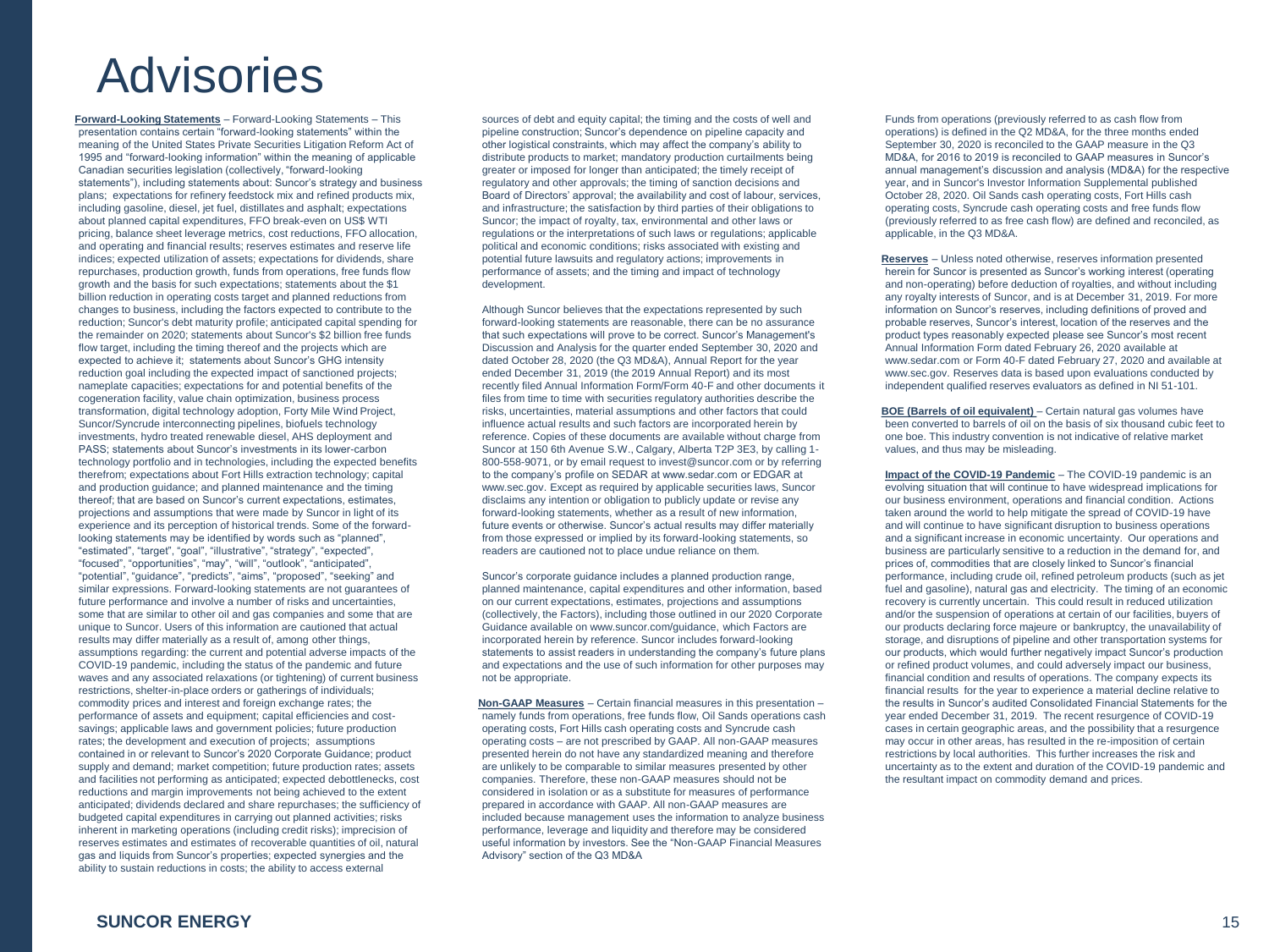# Advisories

**Forward-Looking Statements** – Forward-Looking Statements – This presentation contains certain "forward-looking statements" within the meaning of the United States Private Securities Litigation Reform Act of 1995 and "forward-looking information" within the meaning of applicable Canadian securities legislation (collectively, "forward-looking statements"), including statements about: Suncor's strategy and business plans; expectations for refinery feedstock mix and refined products mix, including gasoline, diesel, jet fuel, distillates and asphalt; expectations about planned capital expenditures, FFO break-even on US$ WTI pricing, balance sheet leverage metrics, cost reductions, FFO allocation, and operating and financial results; reserves estimates and reserve life indices; expected utilization of assets; expectations for dividends, share repurchases, production growth, funds from operations, free funds flow growth and the basis for such expectations; statements about the $1 billion reduction in operating costs target and planned reductions from changes to business, including the factors expected to contribute to the reduction; Suncor's debt maturity profile; anticipated capital spending for the remainder on 2020; statements about Suncor's $2 billion free funds flow target, including the timing thereof and the projects which are expected to achieve it; statements about Suncor's GHG intensity reduction goal including the expected impact of sanctioned projects; nameplate capacities; expectations for and potential benefits of the cogeneration facility, value chain optimization, business process transformation, digital technology adoption, Forty Mile Wind Project, Suncor/Syncrude interconnecting pipelines, biofuels technology investments, hydro treated renewable diesel, AHS deployment and PASS; statements about Suncor's investments in its lower-carbon technology portfolio and in technologies, including the expected benefits therefrom; expectations about Fort Hills extraction technology; capital and production guidance; and planned maintenance and the timing thereof; that are based on Suncor's current expectations, estimates, projections and assumptions that were made by Suncor in light of its experience and its perception of historical trends. Some of the forward-looking statements may be identified by words such as "planned", "estimated", "target", "goal", "illustrative", "strategy", "expected", "focused", "opportunities", "may", "will", "outlook", "anticipated", "potential", "guidance", "predicts", "aims", "proposed", "seeking" and similar expressions. Forward-looking statements are not guarantees of future performance and involve a number of risks and uncertainties, some that are similar to other oil and gas companies and some that are unique to Suncor. Users of this information are cautioned that actual results may differ materially as a result of, among other things, assumptions regarding: the current and potential adverse impacts of the COVID-19 pandemic, including the status of the pandemic and future waves and any associated relaxations (or tightening) of current business restrictions, shelter-in-place orders or gatherings of individuals; commodity prices and interest and foreign exchange rates; the performance of assets and equipment; capital efficiencies and cost-savings; applicable laws and government policies; future production rates; the development and execution of projects; assumptions contained in or relevant to Suncor's 2020 Corporate Guidance; product supply and demand; market competition; future production rates; assets and facilities not performing as anticipated; expected debottlenecks, cost reductions and margin improvements not being achieved to the extent anticipated; dividends declared and share repurchases; the sufficiency of budgeted capital expenditures in carrying out planned activities; risks inherent in marketing operations (including credit risks); imprecision of reserves estimates and estimates of recoverable quantities of oil, natural gas and liquids from Suncor's properties; expected synergies and the ability to sustain reductions in costs; the ability to access external sources of debt and equity capital; the timing and the costs of well and pipeline construction; Suncor's dependence on pipeline capacity and other logistical constraints, which may affect the company's ability to distribute products to market; mandatory production curtailments being greater or imposed for longer than anticipated; the timely receipt of regulatory and other approvals; the timing of sanction decisions and Board of Directors' approval; the availability and cost of labour, services, and infrastructure; the satisfaction by third parties of their obligations to Suncor; the impact of royalty, tax, environmental and other laws or regulations or the interpretations of such laws or regulations; applicable political and economic conditions; risks associated with existing and potential future lawsuits and regulatory actions; improvements in performance of assets; and the timing and impact of technology development.

Although Suncor believes that the expectations represented by such forward-looking statements are reasonable, there can be no assurance that such expectations will prove to be correct. Suncor's Management's Discussion and Analysis for the quarter ended September 30, 2020 and dated October 28, 2020 (the Q3 MD&A), Annual Report for the year ended December 31, 2019 (the 2019 Annual Report) and its most recently filed Annual Information Form/Form 40-F and other documents it files from time to time with securities regulatory authorities describe the risks, uncertainties, material assumptions and other factors that could influence actual results and such factors are incorporated herein by reference. Copies of these documents are available without charge from Suncor at 150 6th Avenue S.W., Calgary, Alberta T2P 3E3, by calling 1-800-558-9071, or by email request to invest@suncor.com or by referring to the company's profile on SEDAR at www.sedar.com or EDGAR at www.sec.gov. Except as required by applicable securities laws, Suncor disclaims any intention or obligation to publicly update or revise any forward-looking statements, whether as a result of new information, future events or otherwise. Suncor's actual results may differ materially from those expressed or implied by its forward-looking statements, so readers are cautioned not to place undue reliance on them.

Suncor's corporate guidance includes a planned production range, planned maintenance, capital expenditures and other information, based on our current expectations, estimates, projections and assumptions (collectively, the Factors), including those outlined in our 2020 Corporate Guidance available on www.suncor.com/guidance, which Factors are incorporated herein by reference. Suncor includes forward-looking statements to assist readers in understanding the company's future plans and expectations and the use of such information for other purposes may not be appropriate.

**Non-GAAP Measures** – Certain financial measures in this presentation – namely funds from operations, free funds flow, Oil Sands operations cash operating costs, Fort Hills cash operating costs and Syncrude cash operating costs – are not prescribed by GAAP. All non-GAAP measures presented herein do not have any standardized meaning and therefore are unlikely to be comparable to similar measures presented by other companies. Therefore, these non-GAAP measures should not be considered in isolation or as a substitute for measures of performance prepared in accordance with GAAP. All non-GAAP measures are included because management uses the information to analyze business performance, leverage and liquidity and therefore may be considered useful information by investors. See the "Non-GAAP Financial Measures Advisory" section of the Q3 MD&A

Funds from operations (previously referred to as cash flow from operations) is defined in the Q2 MD&A, for the three months ended September 30, 2020 is reconciled to the GAAP measure in the Q3 MD&A, for 2016 to 2019 is reconciled to GAAP measures in Suncor's annual management's discussion and analysis (MD&A) for the respective year, and in Suncor's Investor Information Supplemental published October 28, 2020. Oil Sands cash operating costs, Fort Hills cash operating costs, Syncrude cash operating costs and free funds flow (previously referred to as free cash flow) are defined and reconciled, as applicable, in the Q3 MD&A.

**Reserves** – Unless noted otherwise, reserves information presented herein for Suncor is presented as Suncor's working interest (operating and non-operating) before deduction of royalties, and without including any royalty interests of Suncor, and is at December 31, 2019. For more information on Suncor's reserves, including definitions of proved and probable reserves, Suncor's interest, location of the reserves and the product types reasonably expected please see Suncor's most recent Annual Information Form dated February 26, 2020 available at www.sedar.com or Form 40-F dated February 27, 2020 and available at www.sec.gov. Reserves data is based upon evaluations conducted by independent qualified reserves evaluators as defined in NI 51-101.

**BOE (Barrels of oil equivalent)** – Certain natural gas volumes have been converted to barrels of oil on the basis of six thousand cubic feet to one boe. This industry convention is not indicative of relative market values, and thus may be misleading.

**Impact of the COVID-19 Pandemic** – The COVID-19 pandemic is an evolving situation that will continue to have widespread implications for our business environment, operations and financial condition. Actions taken around the world to help mitigate the spread of COVID-19 have and will continue to have significant disruption to business operations and a significant increase in economic uncertainty. Our operations and business are particularly sensitive to a reduction in the demand for, and prices of, commodities that are closely linked to Suncor's financial performance, including crude oil, refined petroleum products (such as jet fuel and gasoline), natural gas and electricity. The timing of an economic recovery is currently uncertain. This could result in reduced utilization and/or the suspension of operations at certain of our facilities, buyers of our products declaring force majeure or bankruptcy, the unavailability of storage, and disruptions of pipeline and other transportation systems for our products, which would further negatively impact Suncor's production or refined product volumes, and could adversely impact our business, financial condition and results of operations. The company expects its financial results for the year to experience a material decline relative to the results in Suncor's audited Consolidated Financial Statements for the year ended December 31, 2019. The recent resurgence of COVID-19 cases in certain geographic areas, and the possibility that a resurgence may occur in other areas, has resulted in the re-imposition of certain restrictions by local authorities. This further increases the risk and uncertainty as to the extent and duration of the COVID-19 pandemic and the resultant impact on commodity demand and prices.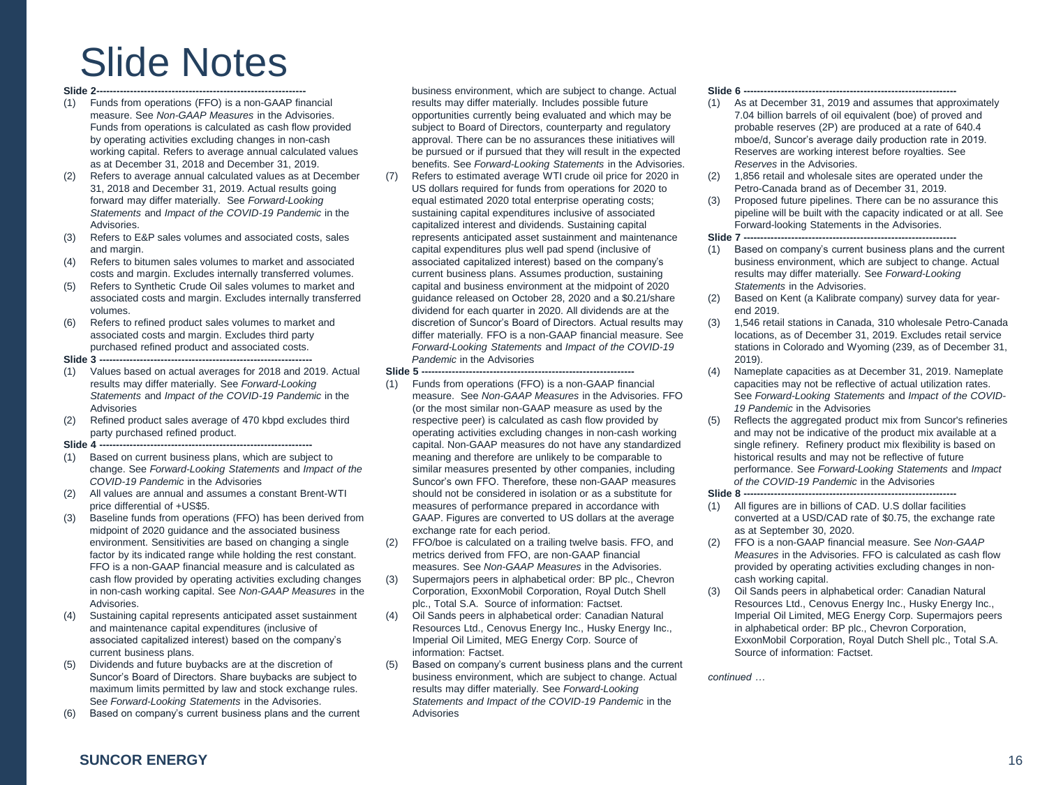# Slide Notes

**Slide 2------------------------------------------------------------**

1. Funds from operations (FFO) is a non-GAAP financial measure. See *Non-GAAP Measures* in the Advisories. Funds from operations is calculated as cash flow provided by operating activities excluding changes in non-cash working capital. Refers to average annual calculated values as at December 31, 2018 and December 31, 2019.
2. Refers to average annual calculated values as at December 31, 2018 and December 31, 2019. Actual results going forward may differ materially. See *Forward-Looking Statements* and *Impact of the COVID-19 Pandemic* in the Advisories.
3. Refers to E&P sales volumes and associated costs, sales and margin.
4. Refers to bitumen sales volumes to market and associated costs and margin. Excludes internally transferred volumes.
5. Refers to Synthetic Crude Oil sales volumes to market and associated costs and margin. Excludes internally transferred volumes.
6. Refers to refined product sales volumes to market and associated costs and margin. Excludes third party purchased refined product and associated costs.

**Slide 3 ------------------------------------------------------------**

1. Values based on actual averages for 2018 and 2019. Actual results may differ materially. See *Forward-Looking Statements* and *Impact of the COVID-19 Pandemic* in the Advisories
2. Refined product sales average of 470 kbpd excludes third party purchased refined product.

**Slide 4 ------------------------------------------------------------**

1. Based on current business plans, which are subject to change. See *Forward-Looking Statements* and *Impact of the COVID-19 Pandemic* in the Advisories
2. All values are annual and assumes a constant Brent-WTI price differential of +US$5.
3. Baseline funds from operations (FFO) has been derived from midpoint of 2020 guidance and the associated business environment. Sensitivities are based on changing a single factor by its indicated range while holding the rest constant. FFO is a non-GAAP financial measure and is calculated as cash flow provided by operating activities excluding changes in non-cash working capital. See *Non-GAAP Measures* in the Advisories.
4. Sustaining capital represents anticipated asset sustainment and maintenance capital expenditures (inclusive of associated capitalized interest) based on the company's current business plans.
5. Dividends and future buybacks are at the discretion of Suncor's Board of Directors. Share buybacks are subject to maximum limits permitted by law and stock exchange rules. See *Forward-Looking Statements* in the Advisories.
6. Based on company's current business plans and the current business environment, which are subject to change. Actual results may differ materially. Includes possible future opportunities currently being evaluated and which may be subject to Board of Directors, counterparty and regulatory approval. There can be no assurances these initiatives will be pursued or if pursued that they will result in the expected benefits. See *Forward-Looking Statements* in the Advisories.
7. Refers to estimated average WTI crude oil price for 2020 in US dollars required for funds from operations for 2020 to equal estimated 2020 total enterprise operating costs; sustaining capital expenditures inclusive of associated capitalized interest and dividends. Sustaining capital represents anticipated asset sustainment and maintenance capital expenditures plus well pad spend (inclusive of associated capitalized interest) based on the company's current business plans. Assumes production, sustaining capital and business environment at the midpoint of 2020 guidance released on October 28, 2020 and a $0.21/share dividend for each quarter in 2020. All dividends are at the discretion of Suncor's Board of Directors. Actual results may differ materially. FFO is a non-GAAP financial measure. See *Forward-Looking Statements* and *Impact of the COVID-19 Pandemic* in the Advisories

**Slide 5 ------------------------------------------------------------**

1. Funds from operations (FFO) is a non-GAAP financial measure. See *Non-GAAP Measures* in the Advisories. FFO (or the most similar non-GAAP measure as used by the respective peer) is calculated as cash flow provided by operating activities excluding changes in non-cash working capital. Non-GAAP measures do not have any standardized meaning and therefore are unlikely to be comparable to similar measures presented by other companies, including Suncor's own FFO. Therefore, these non-GAAP measures should not be considered in isolation or as a substitute for measures of performance prepared in accordance with GAAP. Figures are converted to US dollars at the average exchange rate for each period.
2. FFO/boe is calculated on a trailing twelve basis. FFO, and metrics derived from FFO, are non-GAAP financial measures. See *Non-GAAP Measures* in the Advisories.
3. Supermajors peers in alphabetical order: BP plc., Chevron Corporation, ExxonMobil Corporation, Royal Dutch Shell plc., Total S.A. Source of information: Factset.
4. Oil Sands peers in alphabetical order: Canadian Natural Resources Ltd., Cenovus Energy Inc., Husky Energy Inc., Imperial Oil Limited, MEG Energy Corp. Source of information: Factset.
5. Based on company's current business plans and the current business environment, which are subject to change. Actual results may differ materially. See *Forward-Looking Statements and Impact of the COVID-19 Pandemic* in the Advisories

**Slide 6 ------------------------------------------------------------**

1. As at December 31, 2019 and assumes that approximately 7.04 billion barrels of oil equivalent (boe) of proved and probable reserves (2P) are produced at a rate of 640.4 mboe/d, Suncor's average daily production rate in 2019. Reserves are working interest before royalties. See *Reserves* in the Advisories.
2. 1,856 retail and wholesale sites are operated under the Petro-Canada brand as of December 31, 2019.
3. Proposed future pipelines. There can be no assurance this pipeline will be built with the capacity indicated or at all. See Forward-looking Statements in the Advisories.

**Slide 7 ------------------------------------------------------------**

1. Based on company's current business plans and the current business environment, which are subject to change. Actual results may differ materially. See *Forward-Looking Statements* in the Advisories.
2. Based on Kent (a Kalibrate company) survey data for year-end 2019.
3. 1,546 retail stations in Canada, 310 wholesale Petro-Canada locations, as of December 31, 2019. Excludes retail service stations in Colorado and Wyoming (239, as of December 31, 2019).
4. Nameplate capacities as at December 31, 2019. Nameplate capacities may not be reflective of actual utilization rates. See *Forward-Looking Statements* and *Impact of the COVID-19 Pandemic* in the Advisories
5. Reflects the aggregated product mix from Suncor's refineries and may not be indicative of the product mix available at a single refinery. Refinery product mix flexibility is based on historical results and may not be reflective of future performance. See *Forward-Looking Statements* and *Impact of the COVID-19 Pandemic* in the Advisories

**Slide 8 ------------------------------------------------------------**

1. All figures are in billions of CAD. U.S dollar facilities converted at a USD/CAD rate of $0.75, the exchange rate as at September 30, 2020.
2. FFO is a non-GAAP financial measure. See *Non-GAAP Measures* in the Advisories. FFO is calculated as cash flow provided by operating activities excluding changes in non-cash working capital.
3. Oil Sands peers in alphabetical order: Canadian Natural Resources Ltd., Cenovus Energy Inc., Husky Energy Inc., Imperial Oil Limited, MEG Energy Corp. Supermajors peers in alphabetical order: BP plc., Chevron Corporation, ExxonMobil Corporation, Royal Dutch Shell plc., Total S.A. Source of information: Factset.

*continued …*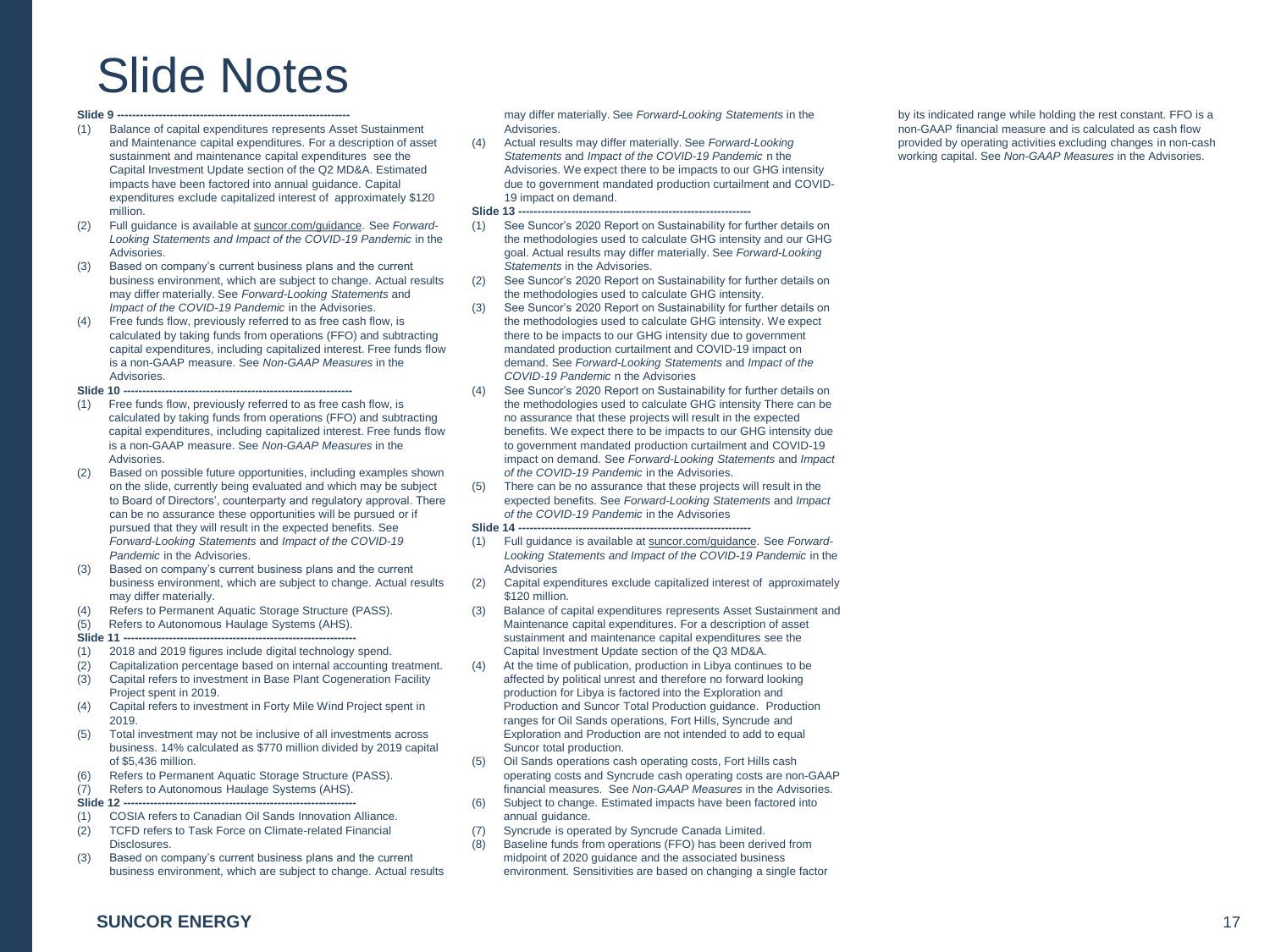# Slide Notes

**Slide 9 ---------------------------------------------------------------**

(1) Balance of capital expenditures represents Asset Sustainment and Maintenance capital expenditures. For a description of asset sustainment and maintenance capital expenditures see the Capital Investment Update section of the Q2 MD&A. Estimated impacts have been factored into annual guidance. Capital expenditures exclude capitalized interest of approximately $120 million.

(2) Full guidance is available at suncor.com/guidance. See *Forward-Looking Statements and Impact of the COVID-19 Pandemic* in the Advisories.

(3) Based on company's current business plans and the current business environment, which are subject to change. Actual results may differ materially. See *Forward-Looking Statements* and *Impact of the COVID-19 Pandemic* in the Advisories.

(4) Free funds flow, previously referred to as free cash flow, is calculated by taking funds from operations (FFO) and subtracting capital expenditures, including capitalized interest. Free funds flow is a non-GAAP measure. See *Non-GAAP Measures* in the Advisories.

**Slide 10 ---------------------------------------------------------------**

(1) Free funds flow, previously referred to as free cash flow, is calculated by taking funds from operations (FFO) and subtracting capital expenditures, including capitalized interest. Free funds flow is a non-GAAP measure. See *Non-GAAP Measures* in the Advisories.

(2) Based on possible future opportunities, including examples shown on the slide, currently being evaluated and which may be subject to Board of Directors', counterparty and regulatory approval. There can be no assurance these opportunities will be pursued or if pursued that they will result in the expected benefits. See *Forward-Looking Statements* and *Impact of the COVID-19 Pandemic* in the Advisories.

(3) Based on company's current business plans and the current business environment, which are subject to change. Actual results may differ materially.

(4) Refers to Permanent Aquatic Storage Structure (PASS).

(5) Refers to Autonomous Haulage Systems (AHS).

**Slide 11 ---------------------------------------------------------------**

(1) 2018 and 2019 figures include digital technology spend.

(2) Capitalization percentage based on internal accounting treatment.

(3) Capital refers to investment in Base Plant Cogeneration Facility Project spent in 2019.

(4) Capital refers to investment in Forty Mile Wind Project spent in 2019.

(5) Total investment may not be inclusive of all investments across business. 14% calculated as $770 million divided by 2019 capital of $5,436 million.

(6) Refers to Permanent Aquatic Storage Structure (PASS).

(7) Refers to Autonomous Haulage Systems (AHS).

**Slide 12 ---------------------------------------------------------------**

(1) COSIA refers to Canadian Oil Sands Innovation Alliance.

(2) TCFD refers to Task Force on Climate-related Financial Disclosures.

(3) Based on company's current business plans and the current business environment, which are subject to change. Actual results may differ materially. See *Forward-Looking Statements* in the Advisories.

(4) Actual results may differ materially. See *Forward-Looking Statements* and *Impact of the COVID-19 Pandemic* n the Advisories. We expect there to be impacts to our GHG intensity due to government mandated production curtailment and COVID-19 impact on demand.

**Slide 13 ---------------------------------------------------------------**

(1) See Suncor's 2020 Report on Sustainability for further details on the methodologies used to calculate GHG intensity and our GHG goal. Actual results may differ materially. See *Forward-Looking Statements* in the Advisories.

(2) See Suncor's 2020 Report on Sustainability for further details on the methodologies used to calculate GHG intensity.

(3) See Suncor's 2020 Report on Sustainability for further details on the methodologies used to calculate GHG intensity. We expect there to be impacts to our GHG intensity due to government mandated production curtailment and COVID-19 impact on demand. See *Forward-Looking Statements* and *Impact of the COVID-19 Pandemic* n the Advisories

(4) See Suncor's 2020 Report on Sustainability for further details on the methodologies used to calculate GHG intensity There can be no assurance that these projects will result in the expected benefits. We expect there to be impacts to our GHG intensity due to government mandated production curtailment and COVID-19 impact on demand. See *Forward-Looking Statements* and *Impact of the COVID-19 Pandemic* in the Advisories.

(5) There can be no assurance that these projects will result in the expected benefits. See *Forward-Looking Statements* and *Impact of the COVID-19 Pandemic* in the Advisories

**Slide 14 ---------------------------------------------------------------**

(1) Full guidance is available at suncor.com/guidance. See *Forward-Looking Statements and Impact of the COVID-19 Pandemic* in the Advisories

(2) Capital expenditures exclude capitalized interest of approximately $120 million.

(3) Balance of capital expenditures represents Asset Sustainment and Maintenance capital expenditures. For a description of asset sustainment and maintenance capital expenditures see the Capital Investment Update section of the Q3 MD&A.

(4) At the time of publication, production in Libya continues to be affected by political unrest and therefore no forward looking production for Libya is factored into the Exploration and Production and Suncor Total Production guidance. Production ranges for Oil Sands operations, Fort Hills, Syncrude and Exploration and Production are not intended to add to equal Suncor total production.

(5) Oil Sands operations cash operating costs, Fort Hills cash operating costs and Syncrude cash operating costs are non-GAAP financial measures. See *Non-GAAP Measures* in the Advisories.

(6) Subject to change. Estimated impacts have been factored into annual guidance.

(7) Syncrude is operated by Syncrude Canada Limited.

(8) Baseline funds from operations (FFO) has been derived from midpoint of 2020 guidance and the associated business environment. Sensitivities are based on changing a single factor by its indicated range while holding the rest constant. FFO is a non-GAAP financial measure and is calculated as cash flow provided by operating activities excluding changes in non-cash working capital. See *Non-GAAP Measures* in the Advisories.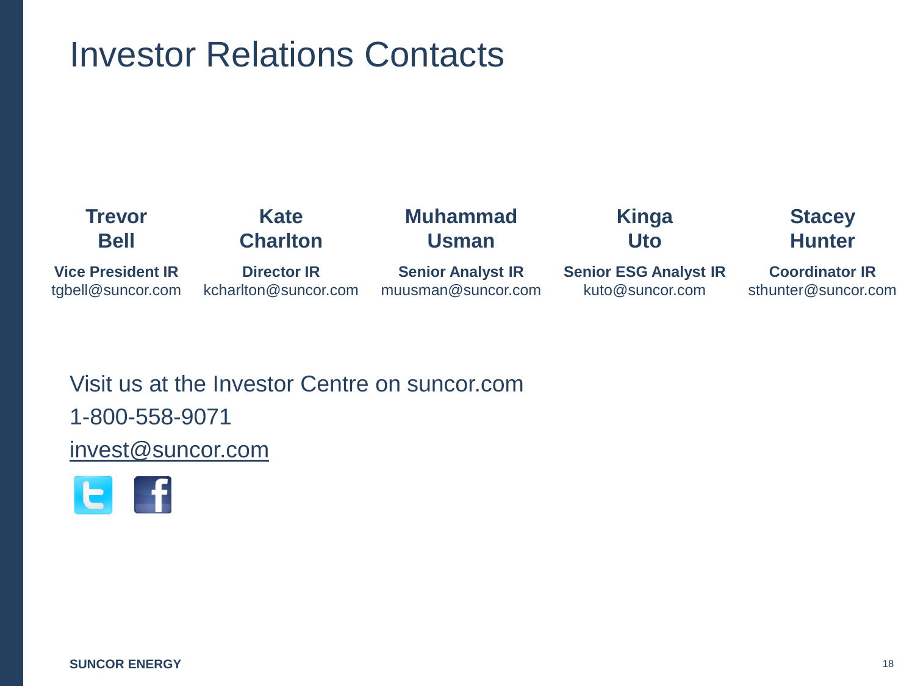# Investor Relations Contacts

**Trevor Bell**
**Vice President IR**
tgbell@suncor.com

**Kate Charlton**
**Director IR**
kcharlton@suncor.com

**Muhammad Usman**
**Senior Analyst IR**
muusman@suncor.com

**Kinga Uto**
**Senior ESG Analyst IR**
kuto@suncor.com

**Stacey Hunter**
**Coordinator IR**
sthunter@suncor.com

Visit us at the Investor Centre on suncor.com

1-800-558-9071

invest@suncor.com

**SUNCOR ENERGY**